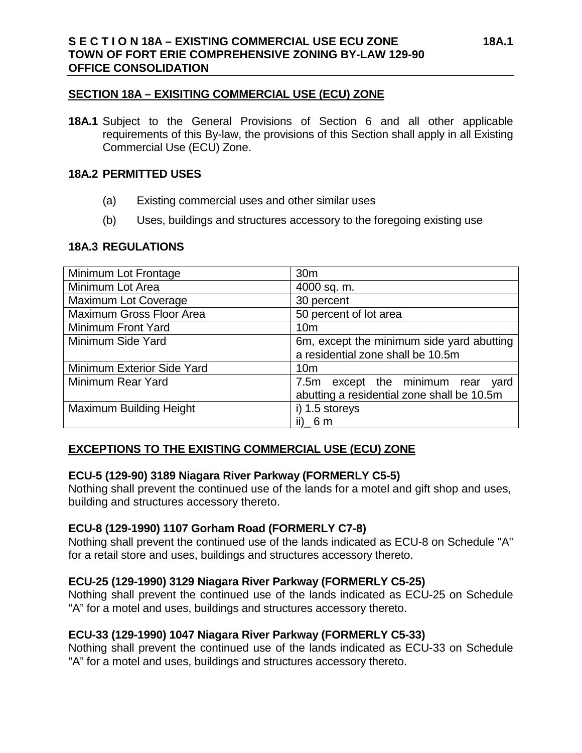## SECTION 18A – EXISITING COMMERCIAL USE (ECU) ZONE

**18A.1** Subject to the General Provisions of Section 6 and all other applicable requirements of this By-law, the provisions of this Section shall apply in all Existing Commercial Use (ECU) Zone.

### 18A.2 PERMITTED USES

(a) Existing commercial uses and other similar uses

(b) Uses, buildings and structures accessory to the foregoing existing use

### 18A.3 REGULATIONS

| | |
|---|---|
| Minimum Lot Frontage | 30m |
| Minimum Lot Area | 4000 sq. m. |
| Maximum Lot Coverage | 30 percent |
| Maximum Gross Floor Area | 50 percent of lot area |
| Minimum Front Yard | 10m |
| Minimum Side Yard | 6m, except the minimum side yard abutting a residential zone shall be 10.5m |
| Minimum Exterior Side Yard | 10m |
| Minimum Rear Yard | 7.5m except the minimum rear yard abutting a residential zone shall be 10.5m |
| Maximum Building Height | i) 1.5 storeys<br>ii)_ 6 m |

## EXCEPTIONS TO THE EXISTING COMMERCIAL USE (ECU) ZONE

**ECU-5 (129-90) 3189 Niagara River Parkway (FORMERLY C5-5)**
Nothing shall prevent the continued use of the lands for a motel and gift shop and uses, building and structures accessory thereto.

**ECU-8 (129-1990) 1107 Gorham Road (FORMERLY C7-8)**
Nothing shall prevent the continued use of the lands indicated as ECU-8 on Schedule "A" for a retail store and uses, buildings and structures accessory thereto.

**ECU-25 (129-1990) 3129 Niagara River Parkway (FORMERLY C5-25)**
Nothing shall prevent the continued use of the lands indicated as ECU-25 on Schedule "A" for a motel and uses, buildings and structures accessory thereto.

**ECU-33 (129-1990) 1047 Niagara River Parkway (FORMERLY C5-33)**
Nothing shall prevent the continued use of the lands indicated as ECU-33 on Schedule "A" for a motel and uses, buildings and structures accessory thereto.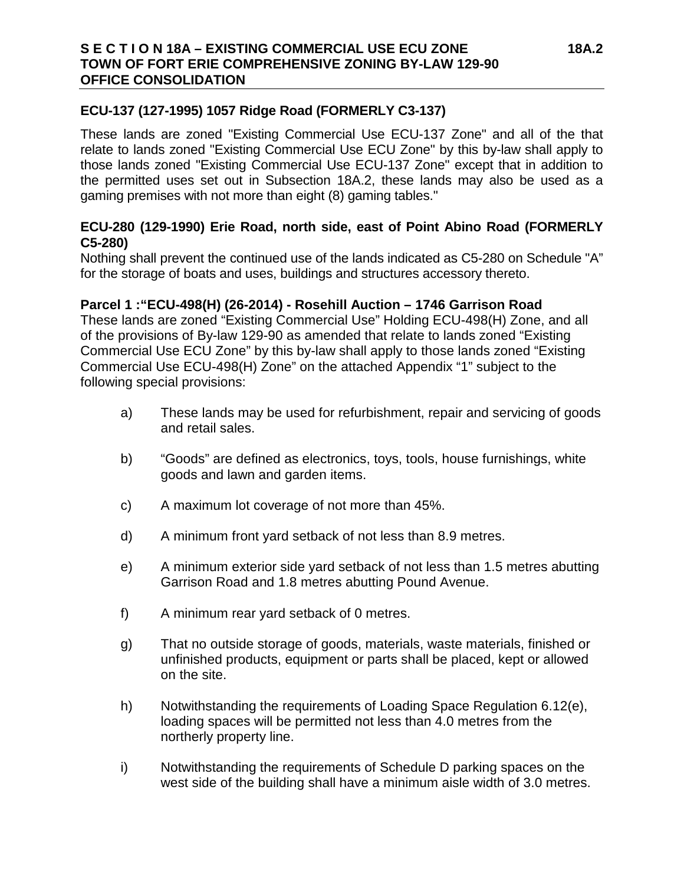**ECU-137 (127-1995) 1057 Ridge Road (FORMERLY C3-137)**

These lands are zoned "Existing Commercial Use ECU-137 Zone" and all of the that relate to lands zoned "Existing Commercial Use ECU Zone" by this by-law shall apply to those lands zoned "Existing Commercial Use ECU-137 Zone" except that in addition to the permitted uses set out in Subsection 18A.2, these lands may also be used as a gaming premises with not more than eight (8) gaming tables."

**ECU-280 (129-1990) Erie Road, north side, east of Point Abino Road (FORMERLY C5-280)**

Nothing shall prevent the continued use of the lands indicated as C5-280 on Schedule "A" for the storage of boats and uses, buildings and structures accessory thereto.

**Parcel 1 :"ECU-498(H) (26-2014) - Rosehill Auction – 1746 Garrison Road**

These lands are zoned "Existing Commercial Use" Holding ECU-498(H) Zone, and all of the provisions of By-law 129-90 as amended that relate to lands zoned "Existing Commercial Use ECU Zone" by this by-law shall apply to those lands zoned "Existing Commercial Use ECU-498(H) Zone" on the attached Appendix "1" subject to the following special provisions:

a) These lands may be used for refurbishment, repair and servicing of goods and retail sales.

b) "Goods" are defined as electronics, toys, tools, house furnishings, white goods and lawn and garden items.

c) A maximum lot coverage of not more than 45%.

d) A minimum front yard setback of not less than 8.9 metres.

e) A minimum exterior side yard setback of not less than 1.5 metres abutting Garrison Road and 1.8 metres abutting Pound Avenue.

f) A minimum rear yard setback of 0 metres.

g) That no outside storage of goods, materials, waste materials, finished or unfinished products, equipment or parts shall be placed, kept or allowed on the site.

h) Notwithstanding the requirements of Loading Space Regulation 6.12(e), loading spaces will be permitted not less than 4.0 metres from the northerly property line.

i) Notwithstanding the requirements of Schedule D parking spaces on the west side of the building shall have a minimum aisle width of 3.0 metres.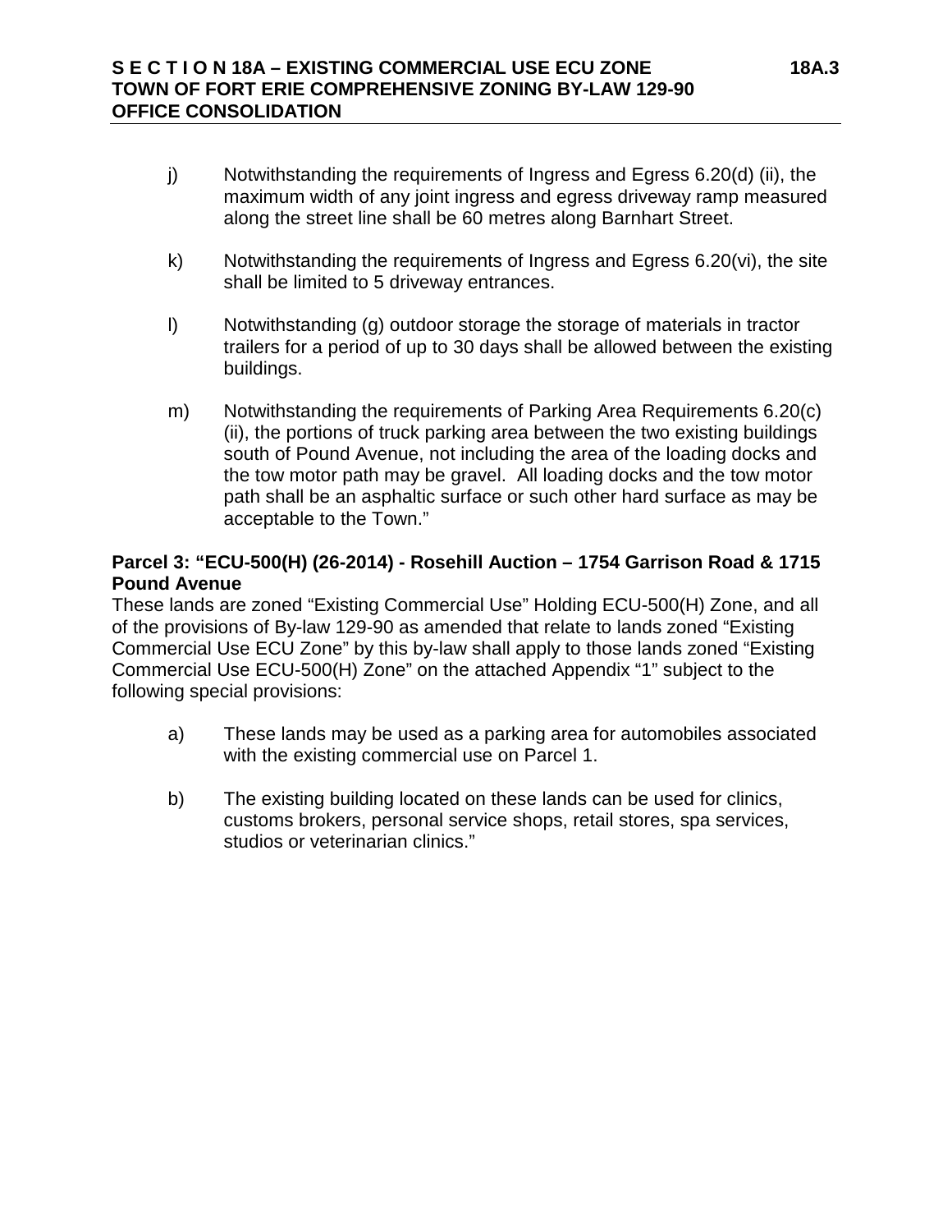j) Notwithstanding the requirements of Ingress and Egress 6.20(d) (ii), the maximum width of any joint ingress and egress driveway ramp measured along the street line shall be 60 metres along Barnhart Street.

k) Notwithstanding the requirements of Ingress and Egress 6.20(vi), the site shall be limited to 5 driveway entrances.

l) Notwithstanding (g) outdoor storage the storage of materials in tractor trailers for a period of up to 30 days shall be allowed between the existing buildings.

m) Notwithstanding the requirements of Parking Area Requirements 6.20(c) (ii), the portions of truck parking area between the two existing buildings south of Pound Avenue, not including the area of the loading docks and the tow motor path may be gravel. All loading docks and the tow motor path shall be an asphaltic surface or such other hard surface as may be acceptable to the Town."

**Parcel 3: "ECU-500(H) (26-2014) - Rosehill Auction – 1754 Garrison Road & 1715 Pound Avenue**

These lands are zoned "Existing Commercial Use" Holding ECU-500(H) Zone, and all of the provisions of By-law 129-90 as amended that relate to lands zoned "Existing Commercial Use ECU Zone" by this by-law shall apply to those lands zoned "Existing Commercial Use ECU-500(H) Zone" on the attached Appendix "1" subject to the following special provisions:

a) These lands may be used as a parking area for automobiles associated with the existing commercial use on Parcel 1.

b) The existing building located on these lands can be used for clinics, customs brokers, personal service shops, retail stores, spa services, studios or veterinarian clinics."